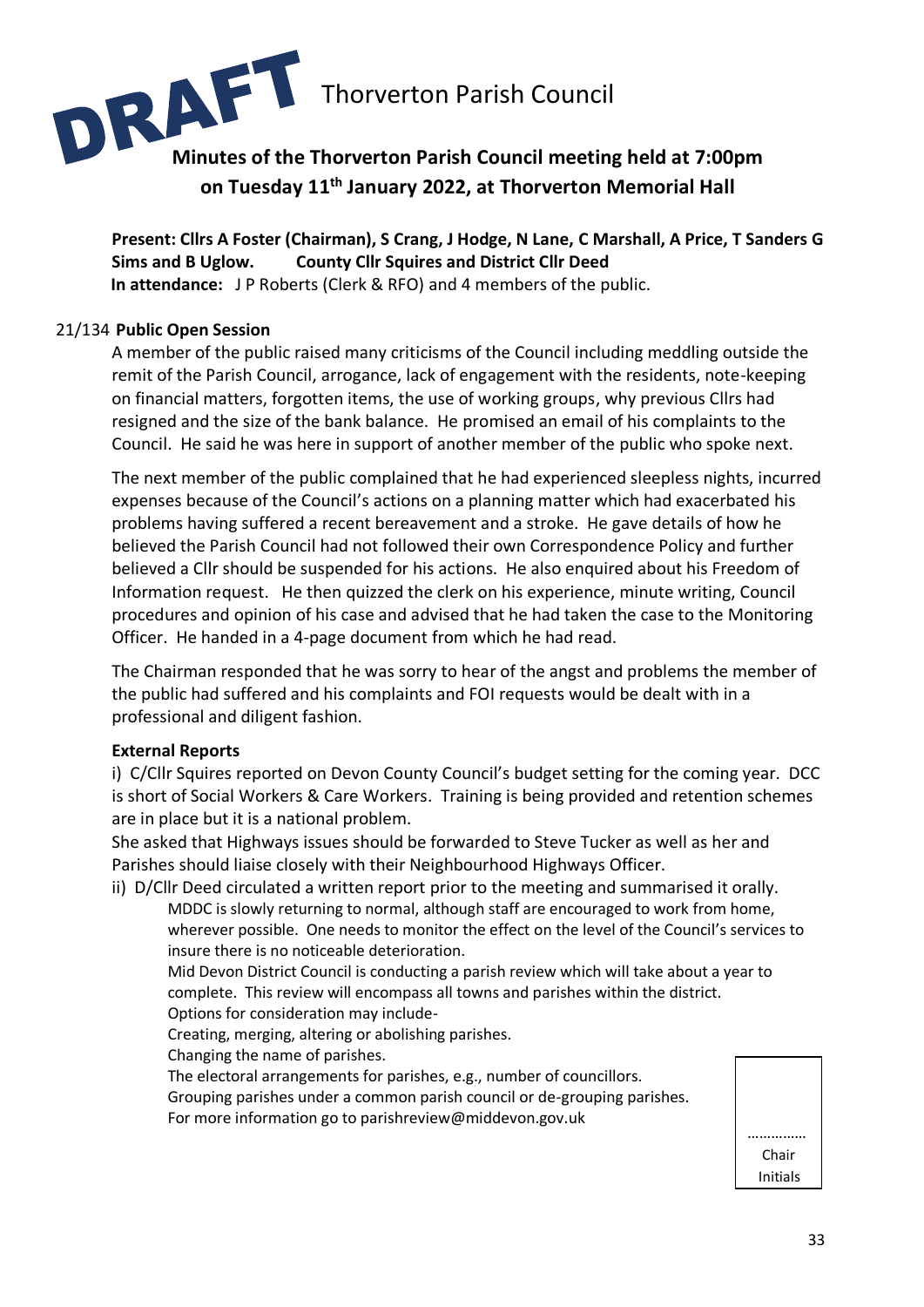DRAFT

# Thorverton Parish Council

## Minutes of the Thorverton Parish Council meeting held at 7:00pm on Tuesday 11th January 2022, at Thorverton Memorial Hall

**Present: Cllrs A Foster (Chairman), S Crang, J Hodge, N Lane, C Marshall, A Price, T Sanders G Sims and B Uglow. County Cllr Squires and District Cllr Deed**

**In attendance:** J P Roberts (Clerk & RFO) and 4 members of the public.

21/134 **Public Open Session**

A member of the public raised many criticisms of the Council including meddling outside the remit of the Parish Council, arrogance, lack of engagement with the residents, note-keeping on financial matters, forgotten items, the use of working groups, why previous Cllrs had resigned and the size of the bank balance. He promised an email of his complaints to the Council. He said he was here in support of another member of the public who spoke next.

The next member of the public complained that he had experienced sleepless nights, incurred expenses because of the Council's actions on a planning matter which had exacerbated his problems having suffered a recent bereavement and a stroke. He gave details of how he believed the Parish Council had not followed their own Correspondence Policy and further believed a Cllr should be suspended for his actions. He also enquired about his Freedom of Information request. He then quizzed the clerk on his experience, minute writing, Council procedures and opinion of his case and advised that he had taken the case to the Monitoring Officer. He handed in a 4-page document from which he had read.

The Chairman responded that he was sorry to hear of the angst and problems the member of the public had suffered and his complaints and FOI requests would be dealt with in a professional and diligent fashion.

**External Reports**

i) C/Cllr Squires reported on Devon County Council's budget setting for the coming year. DCC is short of Social Workers & Care Workers. Training is being provided and retention schemes are in place but it is a national problem.

She asked that Highways issues should be forwarded to Steve Tucker as well as her and Parishes should liaise closely with their Neighbourhood Highways Officer.

ii) D/Cllr Deed circulated a written report prior to the meeting and summarised it orally.

MDDC is slowly returning to normal, although staff are encouraged to work from home, wherever possible. One needs to monitor the effect on the level of the Council's services to insure there is no noticeable deterioration.

Mid Devon District Council is conducting a parish review which will take about a year to complete. This review will encompass all towns and parishes within the district.

Options for consideration may include-

Creating, merging, altering or abolishing parishes.

Changing the name of parishes.

The electoral arrangements for parishes, e.g., number of councillors.

Grouping parishes under a common parish council or de-grouping parishes.

For more information go to parishreview@middevon.gov.uk

.............. Chair Initials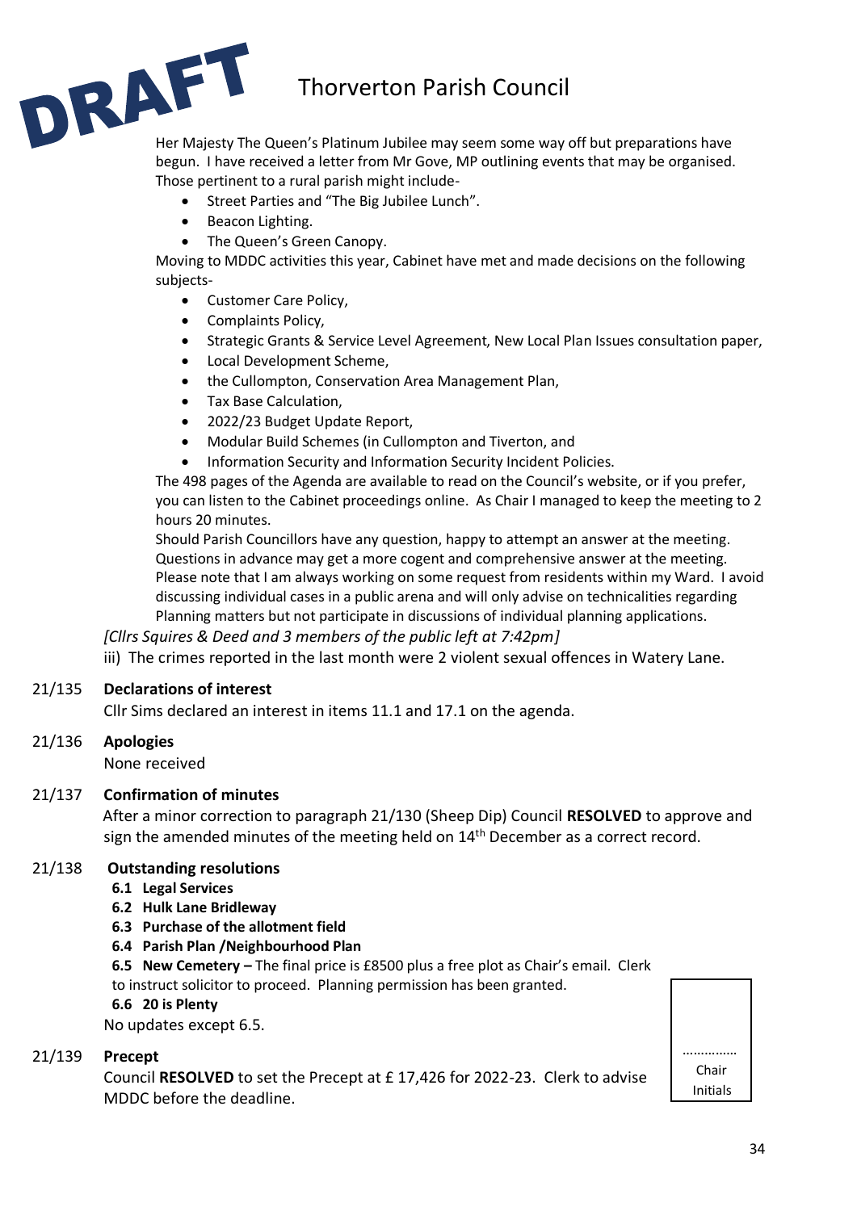DRAFT

# Thorverton Parish Council

Her Majesty The Queen's Platinum Jubilee may seem some way off but preparations have begun. I have received a letter from Mr Gove, MP outlining events that may be organised. Those pertinent to a rural parish might include-

- Street Parties and "The Big Jubilee Lunch".
- Beacon Lighting.
- The Queen's Green Canopy.

Moving to MDDC activities this year, Cabinet have met and made decisions on the following subjects-

- Customer Care Policy,
- Complaints Policy,
- Strategic Grants & Service Level Agreement, New Local Plan Issues consultation paper,
- Local Development Scheme,
- the Cullompton, Conservation Area Management Plan,
- Tax Base Calculation,
- 2022/23 Budget Update Report,
- Modular Build Schemes (in Cullompton and Tiverton, and
- Information Security and Information Security Incident Policies.

The 498 pages of the Agenda are available to read on the Council's website, or if you prefer, you can listen to the Cabinet proceedings online. As Chair I managed to keep the meeting to 2 hours 20 minutes.

Should Parish Councillors have any question, happy to attempt an answer at the meeting. Questions in advance may get a more cogent and comprehensive answer at the meeting. Please note that I am always working on some request from residents within my Ward. I avoid discussing individual cases in a public arena and will only advise on technicalities regarding Planning matters but not participate in discussions of individual planning applications.

*[Cllrs Squires & Deed and 3 members of the public left at 7:42pm]*

iii) The crimes reported in the last month were 2 violent sexual offences in Watery Lane.

**21/135 Declarations of interest**

Cllr Sims declared an interest in items 11.1 and 17.1 on the agenda.

**21/136 Apologies**

None received

**21/137 Confirmation of minutes**

After a minor correction to paragraph 21/130 (Sheep Dip) Council **RESOLVED** to approve and sign the amended minutes of the meeting held on 14th December as a correct record.

**21/138 Outstanding resolutions**

**6.1 Legal Services**
**6.2 Hulk Lane Bridleway**
**6.3 Purchase of the allotment field**
**6.4 Parish Plan /Neighbourhood Plan**
**6.5 New Cemetery –** The final price is £8500 plus a free plot as Chair's email. Clerk to instruct solicitor to proceed. Planning permission has been granted.
**6.6 20 is Plenty**

No updates except 6.5.

**21/139 Precept**

Council **RESOLVED** to set the Precept at £ 17,426 for 2022-23. Clerk to advise MDDC before the deadline.

..............
Chair Initials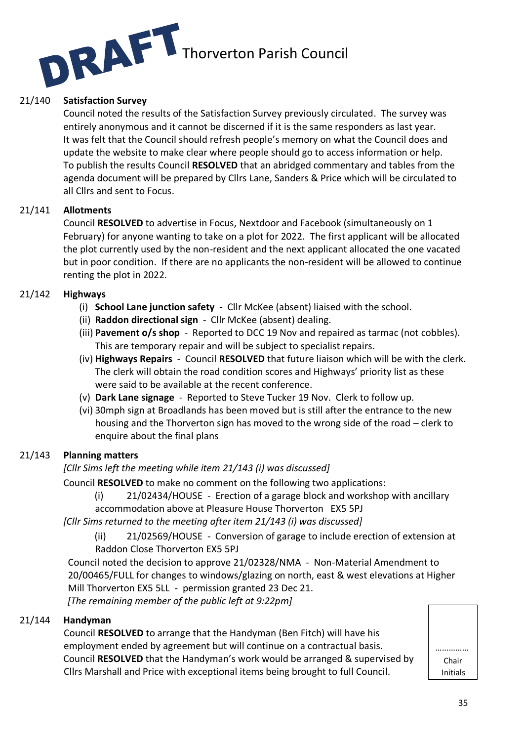DRAFT Thorverton Parish Council

**21/140 Satisfaction Survey**

Council noted the results of the Satisfaction Survey previously circulated. The survey was entirely anonymous and it cannot be discerned if it is the same responders as last year. It was felt that the Council should refresh people's memory on what the Council does and update the website to make clear where people should go to access information or help. To publish the results Council **RESOLVED** that an abridged commentary and tables from the agenda document will be prepared by Cllrs Lane, Sanders & Price which will be circulated to all Cllrs and sent to Focus.

**21/141 Allotments**

Council **RESOLVED** to advertise in Focus, Nextdoor and Facebook (simultaneously on 1 February) for anyone wanting to take on a plot for 2022. The first applicant will be allocated the plot currently used by the non-resident and the next applicant allocated the one vacated but in poor condition. If there are no applicants the non-resident will be allowed to continue renting the plot in 2022.

**21/142 Highways**

(i) **School Lane junction safety -** Cllr McKee (absent) liaised with the school.
(ii) **Raddon directional sign** - Cllr McKee (absent) dealing.
(iii) **Pavement o/s shop** - Reported to DCC 19 Nov and repaired as tarmac (not cobbles). This are temporary repair and will be subject to specialist repairs.
(iv) **Highways Repairs** - Council **RESOLVED** that future liaison which will be with the clerk. The clerk will obtain the road condition scores and Highways' priority list as these were said to be available at the recent conference.
(v) **Dark Lane signage** - Reported to Steve Tucker 19 Nov. Clerk to follow up.
(vi) 30mph sign at Broadlands has been moved but is still after the entrance to the new housing and the Thorverton sign has moved to the wrong side of the road – clerk to enquire about the final plans

**21/143 Planning matters**

*[Cllr Sims left the meeting while item 21/143 (i) was discussed]*

Council **RESOLVED** to make no comment on the following two applications:

(i) 21/02434/HOUSE - Erection of a garage block and workshop with ancillary accommodation above at Pleasure House Thorverton EX5 5PJ

*[Cllr Sims returned to the meeting after item 21/143 (i) was discussed]*

(ii) 21/02569/HOUSE - Conversion of garage to include erection of extension at Raddon Close Thorverton EX5 5PJ

Council noted the decision to approve 21/02328/NMA - Non-Material Amendment to 20/00465/FULL for changes to windows/glazing on north, east & west elevations at Higher Mill Thorverton EX5 5LL - permission granted 23 Dec 21.

*[The remaining member of the public left at 9:22pm]*

**21/144 Handyman**

Council **RESOLVED** to arrange that the Handyman (Ben Fitch) will have his employment ended by agreement but will continue on a contractual basis. Council **RESOLVED** that the Handyman's work would be arranged & supervised by Cllrs Marshall and Price with exceptional items being brought to full Council.

…………
Chair
Initials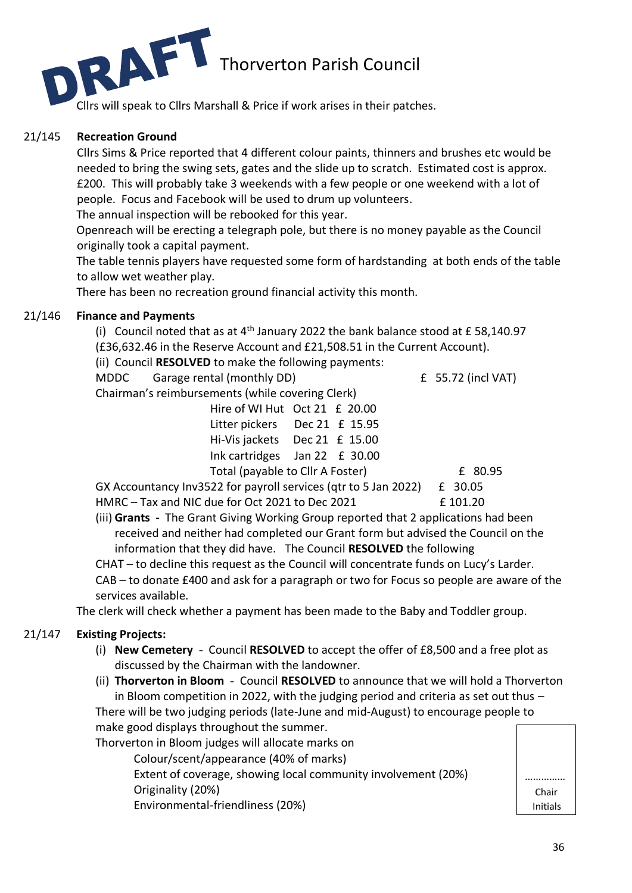Cllrs will speak to Cllrs Marshall & Price if work arises in their patches.

**21/145 Recreation Ground**

Cllrs Sims & Price reported that 4 different colour paints, thinners and brushes etc would be needed to bring the swing sets, gates and the slide up to scratch. Estimated cost is approx. £200. This will probably take 3 weekends with a few people or one weekend with a lot of people. Focus and Facebook will be used to drum up volunteers.

The annual inspection will be rebooked for this year.

Openreach will be erecting a telegraph pole, but there is no money payable as the Council originally took a capital payment.

The table tennis players have requested some form of hardstanding at both ends of the table to allow wet weather play.

There has been no recreation ground financial activity this month.

**21/146 Finance and Payments**

(i) Council noted that as at 4th January 2022 the bank balance stood at £ 58,140.97 (£36,632.46 in the Reserve Account and £21,508.51 in the Current Account).

(ii) Council **RESOLVED** to make the following payments:

MDDC Garage rental (monthly DD) £ 55.72 (incl VAT)

Chairman's reimbursements (while covering Clerk)

| | | |
|---|---|---|
| Hire of WI Hut | Oct 21 | £ 20.00 |
| Litter pickers | Dec 21 | £ 15.95 |
| Hi-Vis jackets | Dec 21 | £ 15.00 |
| Ink cartridges | Jan 22 | £ 30.00 |

Total (payable to Cllr A Foster) £ 80.95

GX Accountancy Inv3522 for payroll services (qtr to 5 Jan 2022) £ 30.05

HMRC – Tax and NIC due for Oct 2021 to Dec 2021 £ 101.20

(iii) **Grants -** The Grant Giving Working Group reported that 2 applications had been received and neither had completed our Grant form but advised the Council on the information that they did have. The Council **RESOLVED** the following

CHAT – to decline this request as the Council will concentrate funds on Lucy's Larder.

CAB – to donate £400 and ask for a paragraph or two for Focus so people are aware of the services available.

The clerk will check whether a payment has been made to the Baby and Toddler group.

**21/147 Existing Projects:**

(i) **New Cemetery** - Council **RESOLVED** to accept the offer of £8,500 and a free plot as discussed by the Chairman with the landowner.

(ii) **Thorverton in Bloom** - Council **RESOLVED** to announce that we will hold a Thorverton in Bloom competition in 2022, with the judging period and criteria as set out thus –

There will be two judging periods (late-June and mid-August) to encourage people to make good displays throughout the summer.

Thorverton in Bloom judges will allocate marks on

- Colour/scent/appearance (40% of marks)
- Extent of coverage, showing local community involvement (20%)
- Originality (20%)
- Environmental-friendliness (20%)

…………
Chair Initials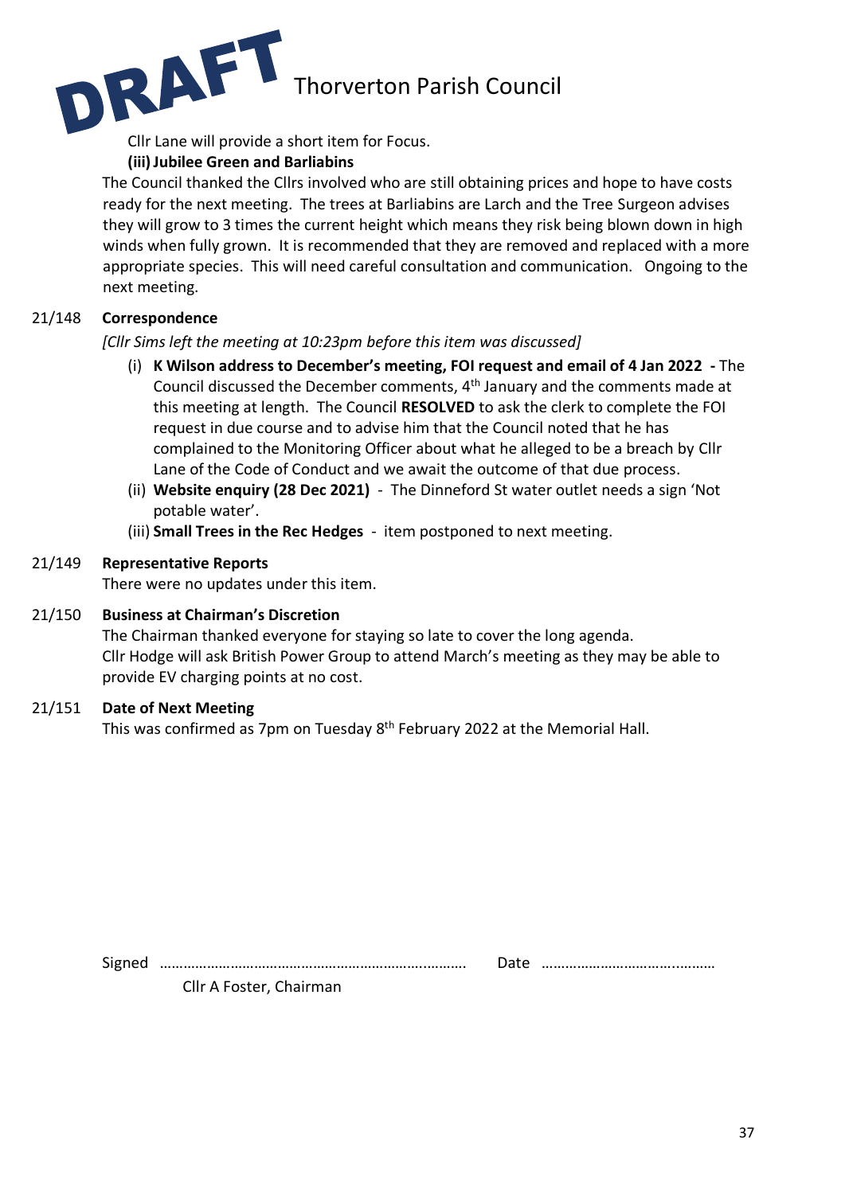DRAFT

# Thorverton Parish Council

Cllr Lane will provide a short item for Focus.

**(iii) Jubilee Green and Barliabins**

The Council thanked the Cllrs involved who are still obtaining prices and hope to have costs ready for the next meeting. The trees at Barliabins are Larch and the Tree Surgeon advises they will grow to 3 times the current height which means they risk being blown down in high winds when fully grown. It is recommended that they are removed and replaced with a more appropriate species. This will need careful consultation and communication. Ongoing to the next meeting.

**21/148 Correspondence**

*[Cllr Sims left the meeting at 10:23pm before this item was discussed]*

(i) **K Wilson address to December's meeting, FOI request and email of 4 Jan 2022 -** The Council discussed the December comments, 4th January and the comments made at this meeting at length. The Council **RESOLVED** to ask the clerk to complete the FOI request in due course and to advise him that the Council noted that he has complained to the Monitoring Officer about what he alleged to be a breach by Cllr Lane of the Code of Conduct and we await the outcome of that due process.

(ii) **Website enquiry (28 Dec 2021)** - The Dinneford St water outlet needs a sign 'Not potable water'.

(iii) **Small Trees in the Rec Hedges** - item postponed to next meeting.

**21/149 Representative Reports**

There were no updates under this item.

**21/150 Business at Chairman's Discretion**

The Chairman thanked everyone for staying so late to cover the long agenda.
Cllr Hodge will ask British Power Group to attend March's meeting as they may be able to provide EV charging points at no cost.

**21/151 Date of Next Meeting**

This was confirmed as 7pm on Tuesday 8th February 2022 at the Memorial Hall.

Signed ………………………………………………………………….         Date ……………………………………

Cllr A Foster, Chairman